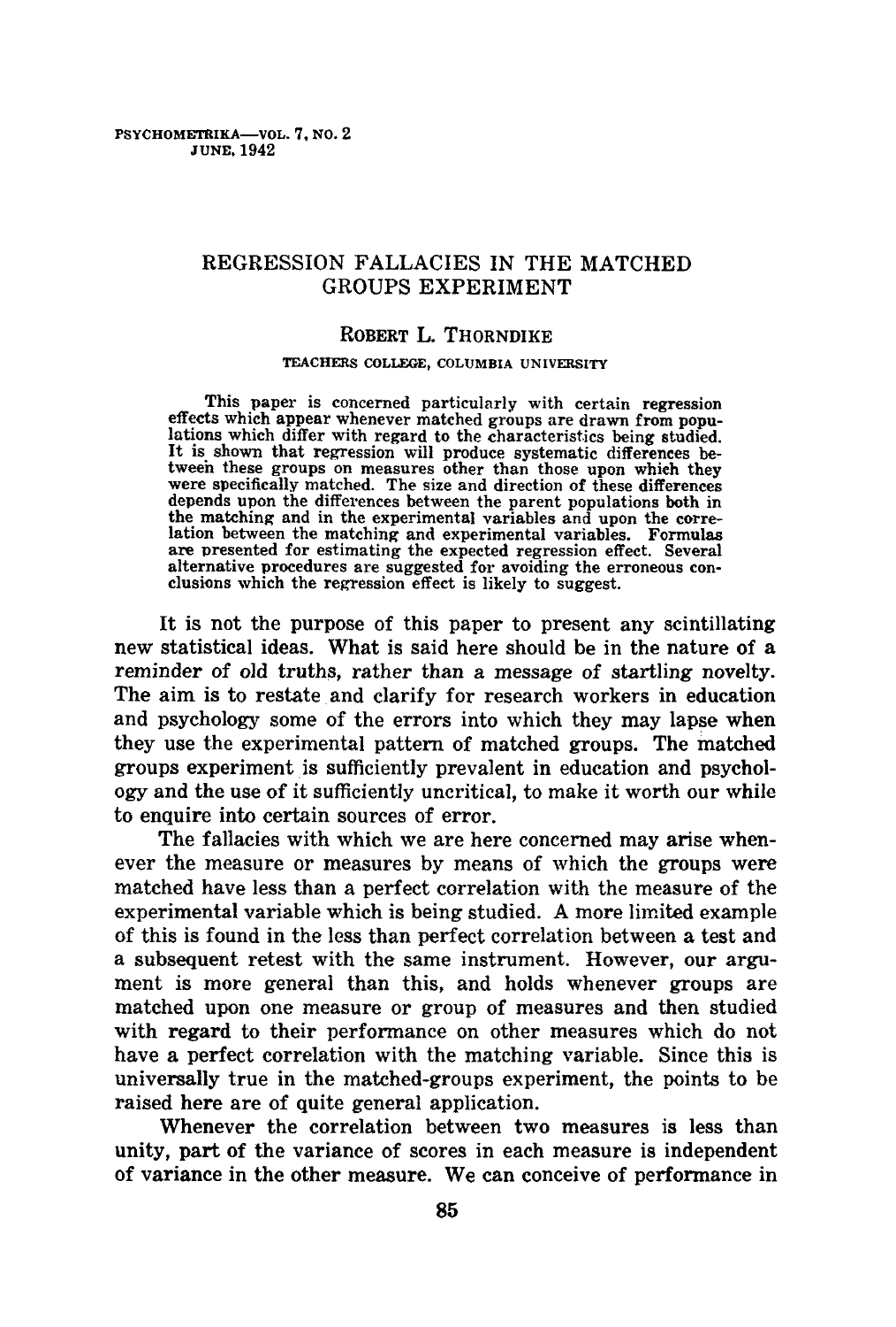# REGRESSION FALLACIES IN THE MATCHED GROUPS EXPERIMENT

ROBERT L. THORNDIKE

TEACHERS COLLEGE, COLUMBIA UNIVERSITY

This paper is concerned particularly with certain regression effects which appear whenever matched groups are drawn from populations which differ with regard to the characteristics being studied. It is shown that regression will produce systematic differences between these groups on measures other than those upon which they were specifically matched. The size and direction of these differences depends upon the differences between the parent populations both in the matching and in the experimental variables and upon the correlation between the matching and experimental variables. Formulas are presented for estimating the expected regression effect. Several alternative procedures are suggested for avoiding the erroneous conclusions which the regression effect is likely to suggest.

It is not the purpose of this paper to present any scintillating new statistical ideas. What is said here should be in the nature of a reminder of old truths, rather than a message of startling novelty. The aim is to restate and clarify for research workers in education and psychology some of the errors into which they may lapse when they use the experimental pattern of matched groups. The matched groups experiment is sufficiently prevalent in education and psychology and the use of it sufficiently uncritical, to make it worth our while to enquire into certain sources of error.

The fallacies with which we are here concerned may arise whenever the measure or measures by means of which the groups were matched have less than a perfect correlation with the measure of the experimental variable which is being studied. A more limited example of this is found in the less than perfect correlation between a test and a subsequent retest with the same instrument. However, our argument is more general than this, and holds whenever groups are matched upon one measure or group of measures and then studied with regard to their performance on other measures which do not have a perfect correlation with the matching variable. Since this is universally true in the matched-groups experiment, the points to be raised here are of quite general application.

Whenever the correlation between two measures is less than unity, part of the variance of scores in each measure is independent of variance in the other measure. We can conceive of performance in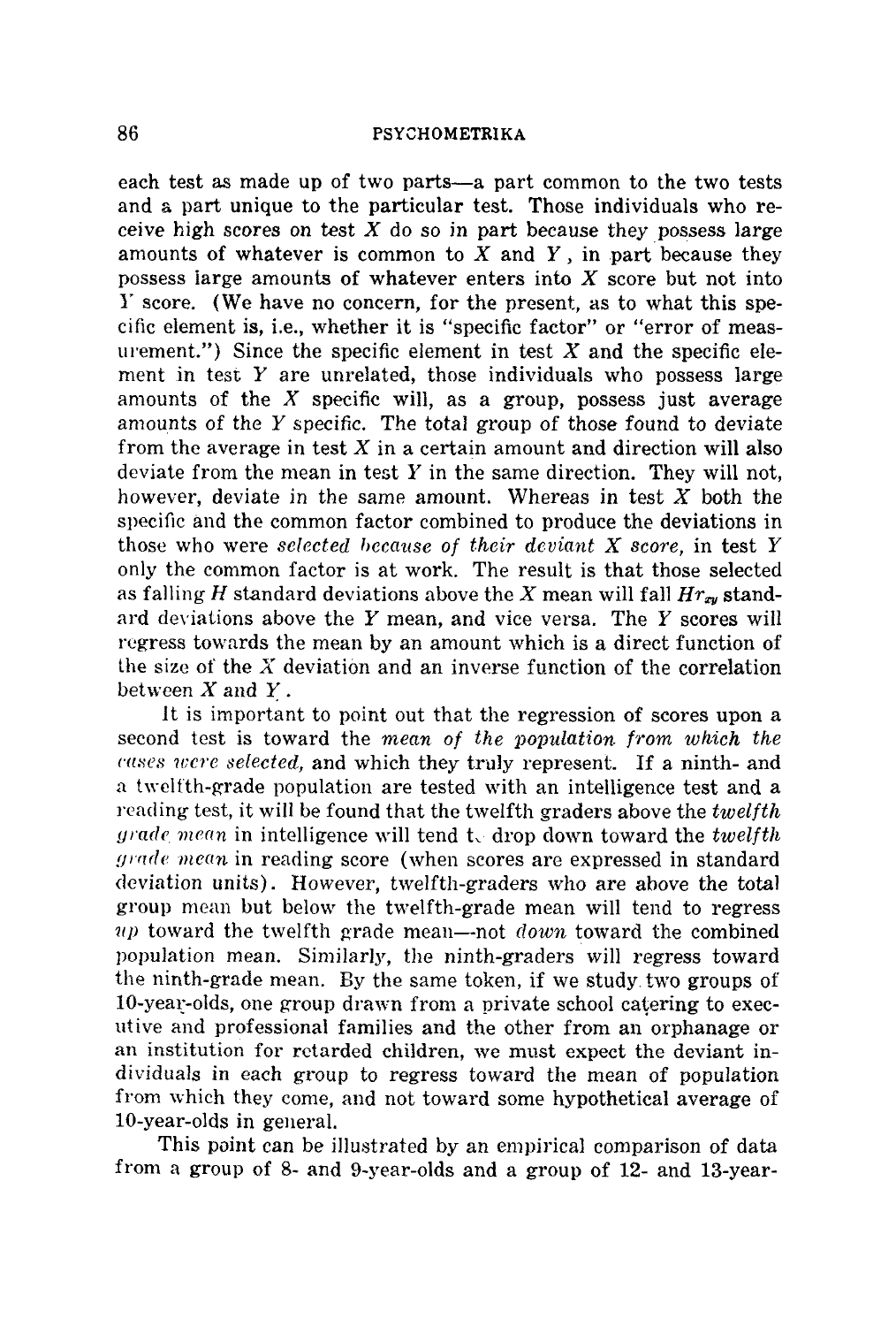each test as made up of two parts—a part common to the two tests and a part unique to the particular test. Those individuals who receive high scores on test $X$ do so in part because they possess large amounts of whatever is common to $X$ and $Y$, in part because they possess large amounts of whatever enters into $X$ score but not into $Y$ score. (We have no concern, for the present, as to what this specific element is, i.e., whether it is "specific factor" or "error of measurement.") Since the specific element in test $X$ and the specific element in test $Y$ are unrelated, those individuals who possess large amounts of the $X$ specific will, as a group, possess just average amounts of the $Y$ specific. The total group of those found to deviate from the average in test $X$ in a certain amount and direction will also deviate from the mean in test $Y$ in the same direction. They will not, however, deviate in the same amount. Whereas in test $X$ both the specific and the common factor combined to produce the deviations in those who were *selected because of their deviant X score,* in test $Y$ only the common factor is at work. The result is that those selected as falling $H$ standard deviations above the $X$ mean will fall $Hr_{xy}$ standard deviations above the $Y$ mean, and vice versa. The $Y$ scores will regress towards the mean by an amount which is a direct function of the size of the $X$ deviation and an inverse function of the correlation between $X$ and $Y$.

It is important to point out that the regression of scores upon a second test is toward the *mean of the population from which the cases were selected,* and which they truly represent. If a ninth- and a twelfth-grade population are tested with an intelligence test and a reading test, it will be found that the twelfth graders above the *twelfth grade mean* in intelligence will tend to drop down toward the *twelfth grade mean* in reading score (when scores are expressed in standard deviation units). However, twelfth-graders who are above the total group mean but below the twelfth-grade mean will tend to regress *up* toward the twelfth grade mean—not *down* toward the combined population mean. Similarly, the ninth-graders will regress toward the ninth-grade mean. By the same token, if we study two groups of 10-year-olds, one group drawn from a private school catering to executive and professional families and the other from an orphanage or an institution for retarded children, we must expect the deviant individuals in each group to regress toward the mean of population from which they come, and not toward some hypothetical average of 10-year-olds in general.

This point can be illustrated by an empirical comparison of data from a group of 8- and 9-year-olds and a group of 12- and 13-year-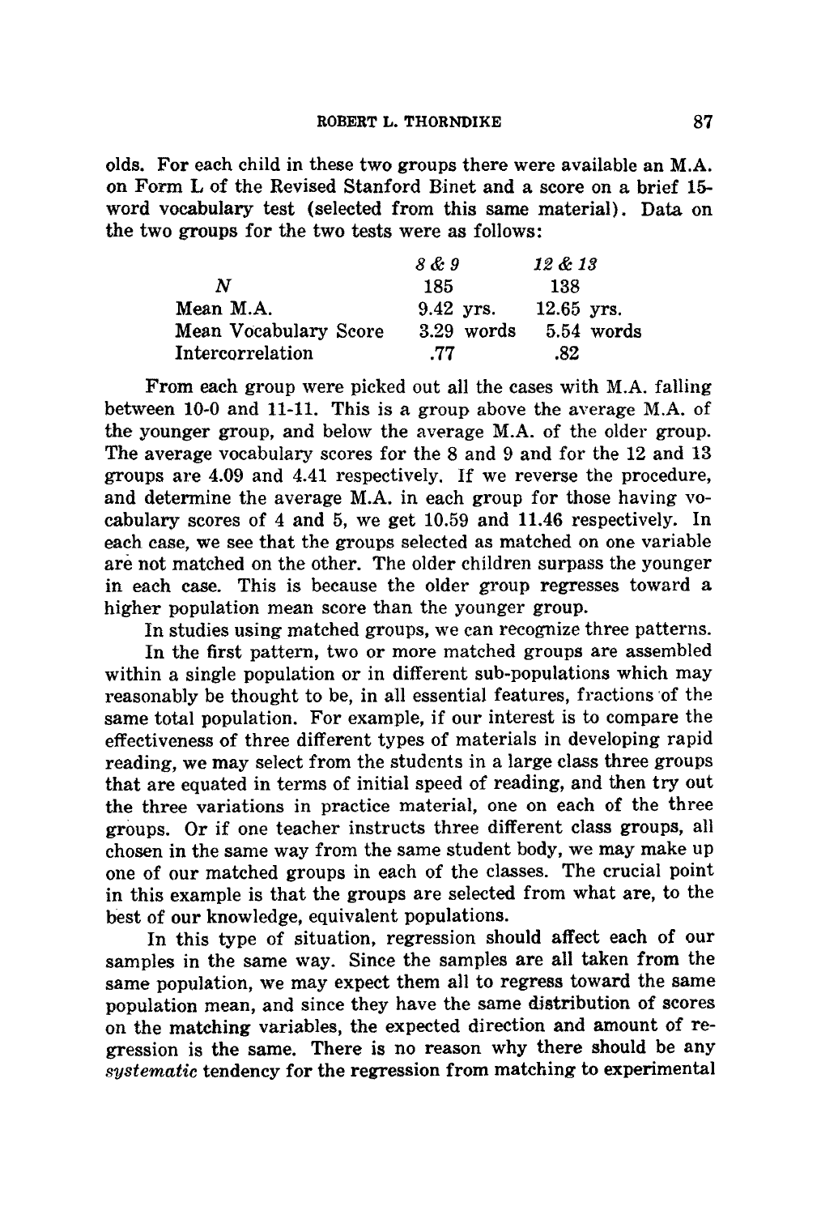olds. For each child in these two groups there were available an M.A. on Form L of the Revised Stanford Binet and a score on a brief 15-word vocabulary test (selected from this same material). Data on the two groups for the two tests were as follows:

| | *8 & 9* | *12 & 13* |
|---|---|---|
| $N$ | 185 | 138 |
| Mean M.A. | 9.42 yrs. | 12.65 yrs. |
| Mean Vocabulary Score | 3.29 words | 5.54 words |
| Intercorrelation | .77 | .82 |

From each group were picked out all the cases with M.A. falling between 10-0 and 11-11. This is a group above the average M.A. of the younger group, and below the average M.A. of the older group. The average vocabulary scores for the 8 and 9 and for the 12 and 13 groups are 4.09 and 4.41 respectively. If we reverse the procedure, and determine the average M.A. in each group for those having vocabulary scores of 4 and 5, we get 10.59 and 11.46 respectively. In each case, we see that the groups selected as matched on one variable are not matched on the other. The older children surpass the younger in each case. This is because the older group regresses toward a higher population mean score than the younger group.

In studies using matched groups, we can recognize three patterns.

In the first pattern, two or more matched groups are assembled within a single population or in different sub-populations which may reasonably be thought to be, in all essential features, fractions of the same total population. For example, if our interest is to compare the effectiveness of three different types of materials in developing rapid reading, we may select from the students in a large class three groups that are equated in terms of initial speed of reading, and then try out the three variations in practice material, one on each of the three groups. Or if one teacher instructs three different class groups, all chosen in the same way from the same student body, we may make up one of our matched groups in each of the classes. The crucial point in this example is that the groups are selected from what are, to the best of our knowledge, equivalent populations.

In this type of situation, regression should affect each of our samples in the same way. Since the samples are all taken from the same population, we may expect them all to regress toward the same population mean, and since they have the same distribution of scores on the matching variables, the expected direction and amount of regression is the same. There is no reason why there should be any *systematic* tendency for the regression from matching to experimental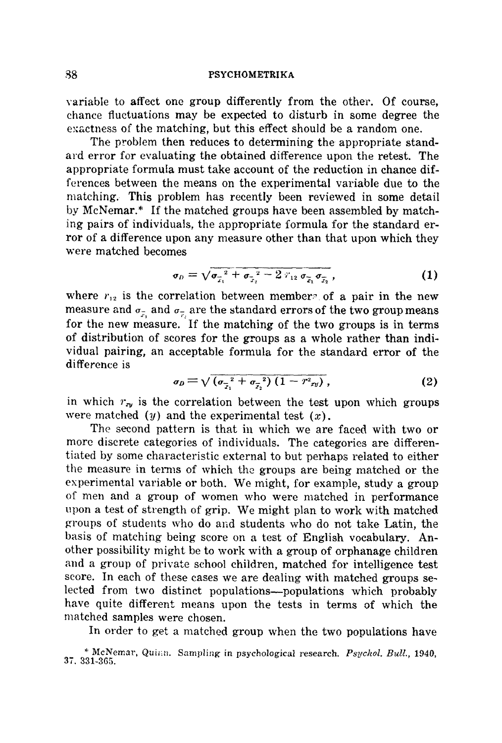variable to affect one group differently from the other. Of course, chance fluctuations may be expected to disturb in some degree the exactness of the matching, but this effect should be a random one.

The problem then reduces to determining the appropriate standard error for evaluating the obtained difference upon the retest. The appropriate formula must take account of the reduction in chance differences between the means on the experimental variable due to the matching. This problem has recently been reviewed in some detail by McNemar.* If the matched groups have been assembled by matching pairs of individuals, the appropriate formula for the standard error of a difference upon any measure other than that upon which they were matched becomes

$$\sigma_D = \sqrt{\sigma_{\bar{x}_1}{}^2 + \sigma_{\bar{x}_2}{}^2 - 2\, r_{12}\, \sigma_{\bar{x}_1} \sigma_{\bar{x}_2}}\,, \tag{1}$$

where $r_{12}$ is the correlation between members of a pair in the new measure and $\sigma_{\bar{x}_1}$ and $\sigma_{\bar{x}_2}$ are the standard errors of the two group means for the new measure. If the matching of the two groups is in terms of distribution of scores for the groups as a whole rather than individual pairing, an acceptable formula for the standard error of the difference is

$$\sigma_D = \sqrt{(\sigma_{\bar{x}_1}{}^2 + \sigma_{\bar{x}_2}{}^2)(1 - r^2_{xy})}\,, \tag{2}$$

in which $r_{xy}$ is the correlation between the test upon which groups were matched ($y$) and the experimental test ($x$).

The second pattern is that in which we are faced with two or more discrete categories of individuals. The categories are differentiated by some characteristic external to but perhaps related to either the measure in terms of which the groups are being matched or the experimental variable or both. We might, for example, study a group of men and a group of women who were matched in performance upon a test of strength of grip. We might plan to work with matched groups of students who do and students who do not take Latin, the basis of matching being score on a test of English vocabulary. Another possibility might be to work with a group of orphanage children and a group of private school children, matched for intelligence test score. In each of these cases we are dealing with matched groups selected from two distinct populations—populations which probably have quite different means upon the tests in terms of which the matched samples were chosen.

In order to get a matched group when the two populations have

\* McNemar, Quinn. Sampling in psychological research. *Psychol. Bull.*, 1940, 37, 331-365.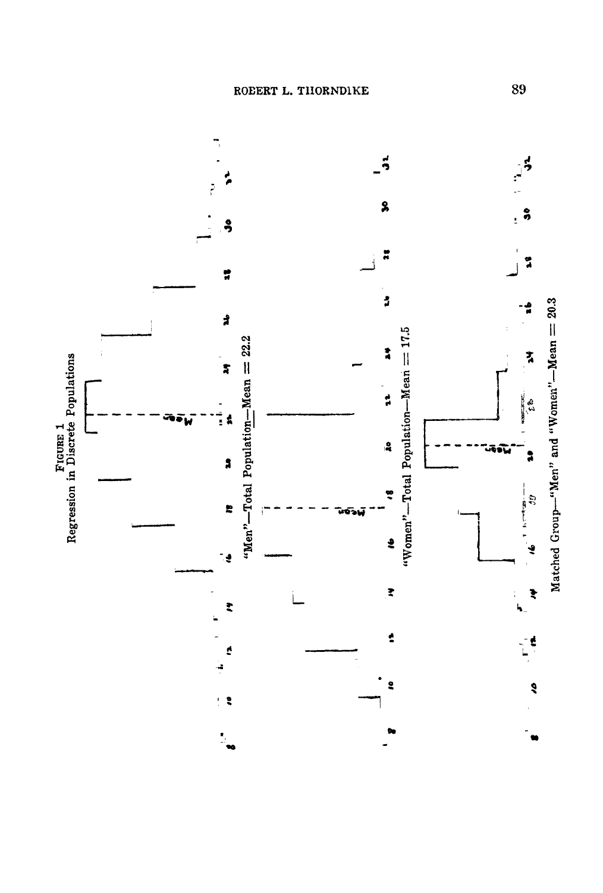FIGURE 1
Regression in Discrete Populations

"Men"—Total Population—Mean = 22.2

"Women"—Total Population—Mean = 17.5

Matched Group—"Men" and "Women"—Mean = 20.3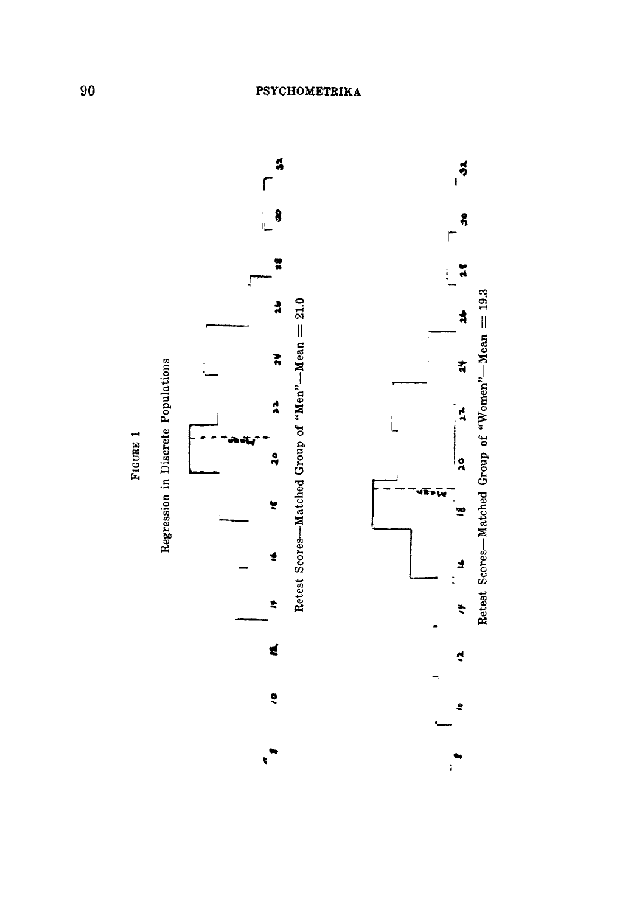FIGURE 1

Regression in Discrete Populations

Retest Scores—Matched Group of "Men"—Mean = 21.0

Retest Scores—Matched Group of "Women"—Mean = 19.3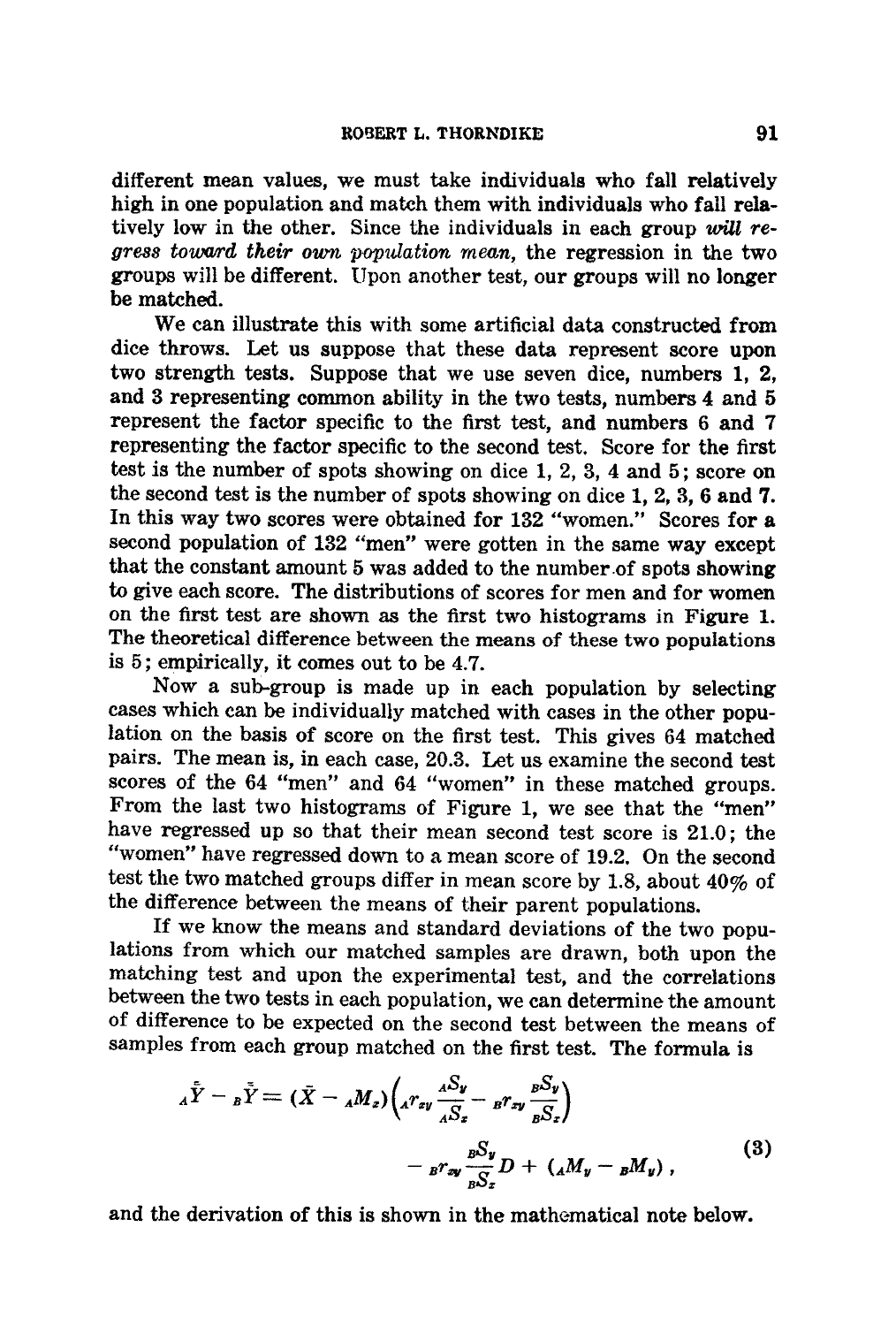different mean values, we must take individuals who fall relatively high in one population and match them with individuals who fall relatively low in the other. Since the individuals in each group *will regress toward their own population mean*, the regression in the two groups will be different. Upon another test, our groups will no longer be matched.

We can illustrate this with some artificial data constructed from dice throws. Let us suppose that these data represent score upon two strength tests. Suppose that we use seven dice, numbers 1, 2, and 3 representing common ability in the two tests, numbers 4 and 5 represent the factor specific to the first test, and numbers 6 and 7 representing the factor specific to the second test. Score for the first test is the number of spots showing on dice 1, 2, 3, 4 and 5; score on the second test is the number of spots showing on dice 1, 2, 3, 6 and 7. In this way two scores were obtained for 132 "women." Scores for a second population of 132 "men" were gotten in the same way except that the constant amount 5 was added to the number of spots showing to give each score. The distributions of scores for men and for women on the first test are shown as the first two histograms in Figure 1. The theoretical difference between the means of these two populations is 5; empirically, it comes out to be 4.7.

Now a sub-group is made up in each population by selecting cases which can be individually matched with cases in the other population on the basis of score on the first test. This gives 64 matched pairs. The mean is, in each case, 20.3. Let us examine the second test scores of the 64 "men" and 64 "women" in these matched groups. From the last two histograms of Figure 1, we see that the "men" have regressed up so that their mean second test score is 21.0; the "women" have regressed down to a mean score of 19.2. On the second test the two matched groups differ in mean score by 1.8, about 40% of the difference between the means of their parent populations.

If we know the means and standard deviations of the two populations from which our matched samples are drawn, both upon the matching test and upon the experimental test, and the correlations between the two tests in each population, we can determine the amount of difference to be expected on the second test between the means of samples from each group matched on the first test. The formula is

$$
{}_A\bar{\bar{Y}} - {}_B\bar{\bar{Y}} = (\bar{X} - {}_AM_x)\left({}_Ar_{xy}\frac{{}_AS_y}{{}_AS_x} - {}_Br_{xy}\frac{{}_BS_y}{{}_BS_x}\right) - {}_Br_{xy}\frac{{}_BS_y}{{}_BS_x}D + ({}_AM_y - {}_BM_y), \tag{3}
$$

and the derivation of this is shown in the mathematical note below.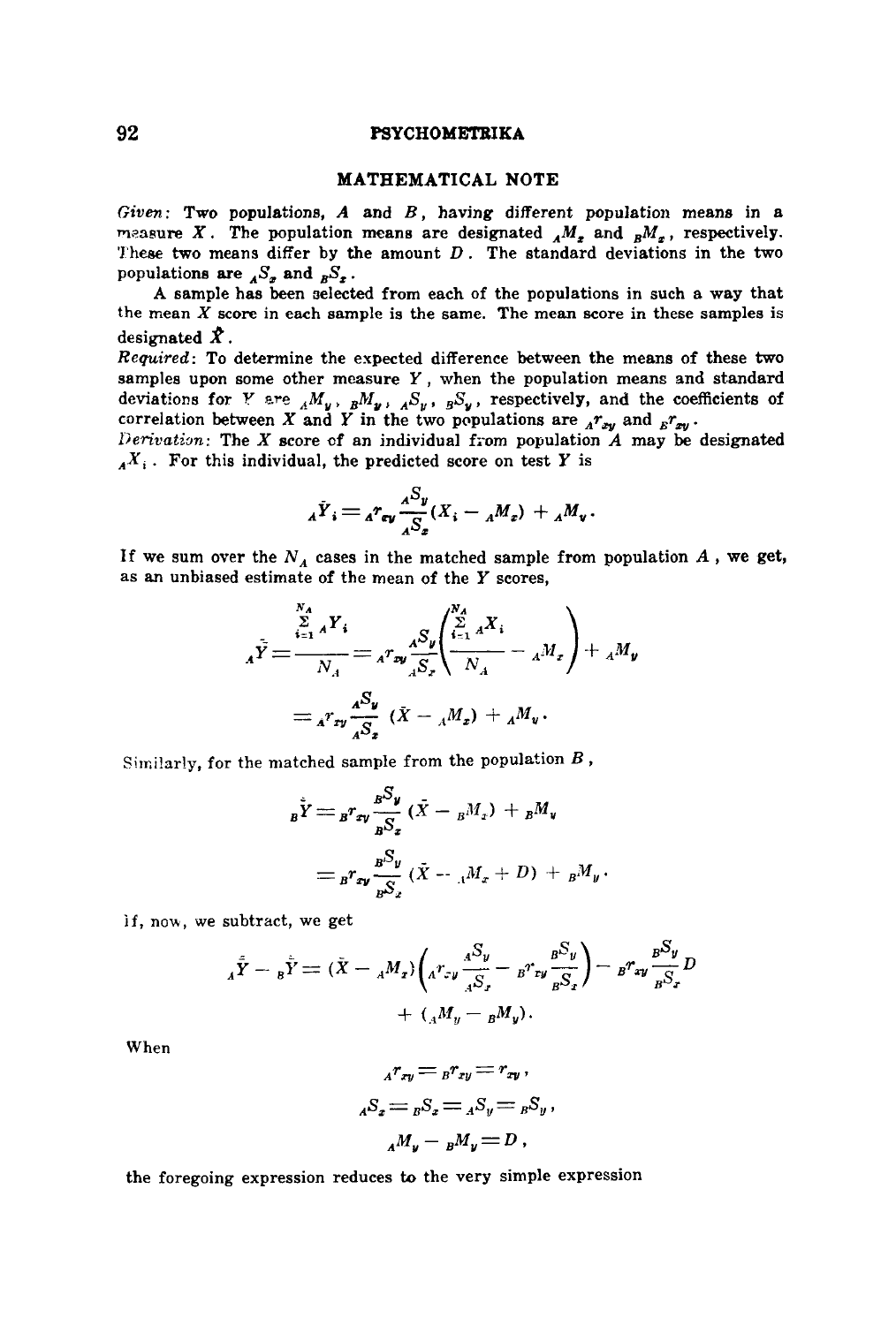## MATHEMATICAL NOTE

*Given*: Two populations, $A$ and $B$, having different population means in a measure $X$. The population means are designated ${}_AM_x$ and ${}_BM_x$, respectively. These two means differ by the amount $D$. The standard deviations in the two populations are ${}_AS_x$ and ${}_BS_x$.

A sample has been selected from each of the populations in such a way that the mean $X$ score in each sample is the same. The mean score in these samples is designated $\bar{X}$.

*Required*: To determine the expected difference between the means of these two samples upon some other measure $Y$, when the population means and standard deviations for $Y$ are ${}_AM_y$, ${}_BM_y$, ${}_AS_y$, ${}_BS_y$, respectively, and the coefficients of correlation between $X$ and $Y$ in the two populations are ${}_Ar_{xy}$ and ${}_Br_{xy}$.

*Derivation*: The $X$ score of an individual from population $A$ may be designated ${}_AX_i$. For this individual, the predicted score on test $Y$ is

$$
{}_A\bar{Y}_i = {}_Ar_{xy}\frac{{}_AS_y}{{}_AS_x}(X_i - {}_AM_x) + {}_AM_y .
$$

If we sum over the $N_A$ cases in the matched sample from population $A$, we get, as an unbiased estimate of the mean of the $Y$ scores,

$$
{}_A\bar{\bar{Y}} = \frac{\sum_{i=1}^{N_A} {}_AY_i}{N_A} = {}_Ar_{xy}\frac{{}_AS_y}{{}_AS_x}\left(\frac{\sum_{i=1}^{N_A} {}_AX_i}{N_A} - {}_AM_x\right) + {}_AM_y
$$

$$
= {}_Ar_{xy}\frac{{}_AS_y}{{}_AS_x}(\bar{X} - {}_AM_x) + {}_AM_y .
$$

Similarly, for the matched sample from the population $B$,

$$
{}_B\bar{\bar{Y}} = {}_Br_{xy}\frac{{}_BS_y}{{}_BS_x}(\bar{X} - {}_BM_x) + {}_BM_y
$$

$$
= {}_Br_{xy}\frac{{}_BS_y}{{}_BS_x}(\bar{X} - {}_AM_x + D) + {}_BM_y .
$$

If, now, we subtract, we get

$$
{}_A\bar{\bar{Y}} - {}_B\bar{\bar{Y}} = (\bar{X} - {}_AM_x)\left({}_Ar_{xy}\frac{{}_AS_y}{{}_AS_x} - {}_Br_{xy}\frac{{}_BS_y}{{}_BS_x}\right) - {}_Br_{xy}\frac{{}_BS_y}{{}_BS_x}D
$$

$$
+ ({}_AM_y - {}_BM_y).
$$

When

$$
{}_Ar_{xy} = {}_Br_{xy} = r_{xy} ,
$$

$$
{}_AS_x = {}_BS_x = {}_AS_y = {}_BS_y ,
$$

$$
{}_AM_y - {}_BM_y = D ,
$$

the foregoing expression reduces to the very simple expression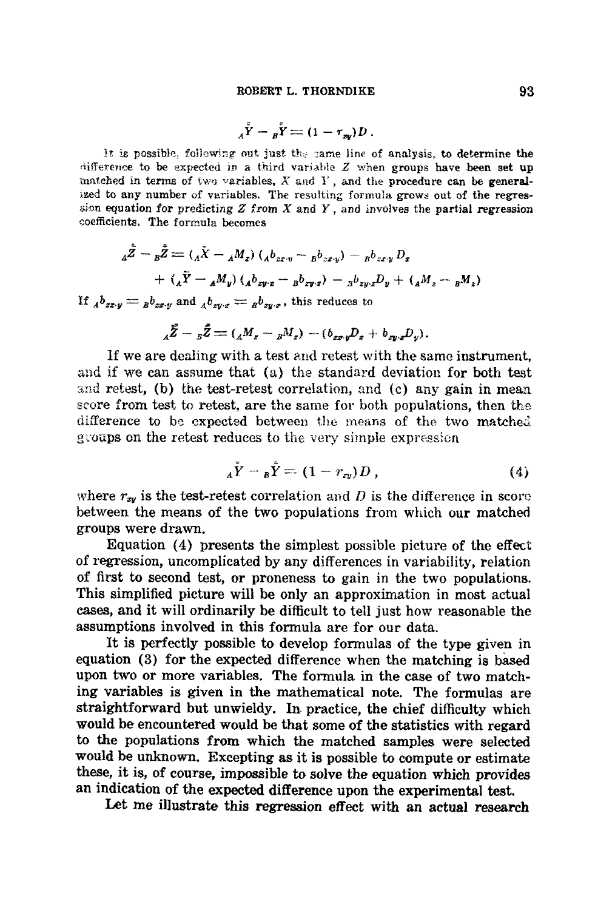$${}_A\bar{\bar{Y}} - {}_B\bar{\bar{Y}} = (1 - r_{xy})D \, .$$

It is possible, following out just the same line of analysis, to determine the difference to be expected in a third variable $Z$ when groups have been set up matched in terms of two variables, $X$ and $Y$, and the procedure can be generalized to any number of variables. The resulting formula grows out of the regression equation for predicting $Z$ from $X$ and $Y$, and involves the partial regression coefficients. The formula becomes

$$
\begin{aligned}
{}_A\bar{\bar{Z}} - {}_B\bar{\bar{Z}} = & \, ({}_A\bar{X} - {}_AM_x)\,({}_Ab_{zx \cdot y} - {}_Bb_{zx \cdot y}) - {}_Bb_{zx \cdot y}\,D_x \\
& + ({}_A\bar{Y} - {}_AM_y)\,({}_Ab_{zy \cdot x} - {}_Bb_{zy \cdot x}) - {}_Bb_{zy \cdot x}D_y + ({}_AM_z - {}_BM_z)
\end{aligned}
$$

If ${}_Ab_{zx \cdot y} = {}_Bb_{zx \cdot y}$ and ${}_Ab_{zy \cdot x} = {}_Bb_{zy \cdot x}$, this reduces to

$${}_A\bar{\bar{Z}} - {}_B\bar{\bar{Z}} = ({}_AM_z - {}_BM_z) - (b_{zx \cdot y}D_x + b_{zy \cdot x}D_y).$$

If we are dealing with a test and retest with the same instrument, and if we can assume that (a) the standard deviation for both test and retest, (b) the test-retest correlation, and (c) any gain in mean score from test to retest, are the same for both populations, then the difference to be expected between the means of the two matched groups on the retest reduces to the very simple expression

$${}_A\bar{\bar{Y}} - {}_B\bar{\bar{Y}} = (1 - r_{xy})D \, , \tag{4}$$

where $r_{xy}$ is the test-retest correlation and $D$ is the difference in score between the means of the two populations from which our matched groups were drawn.

Equation (4) presents the simplest possible picture of the effect of regression, uncomplicated by any differences in variability, relation of first to second test, or proneness to gain in the two populations. This simplified picture will be only an approximation in most actual cases, and it will ordinarily be difficult to tell just how reasonable the assumptions involved in this formula are for our data.

It is perfectly possible to develop formulas of the type given in equation (3) for the expected difference when the matching is based upon two or more variables. The formula in the case of two matching variables is given in the mathematical note. The formulas are straightforward but unwieldy. In practice, the chief difficulty which would be encountered would be that some of the statistics with regard to the populations from which the matched samples were selected would be unknown. Excepting as it is possible to compute or estimate these, it is, of course, impossible to solve the equation which provides an indication of the expected difference upon the experimental test.

Let me illustrate this regression effect with an actual research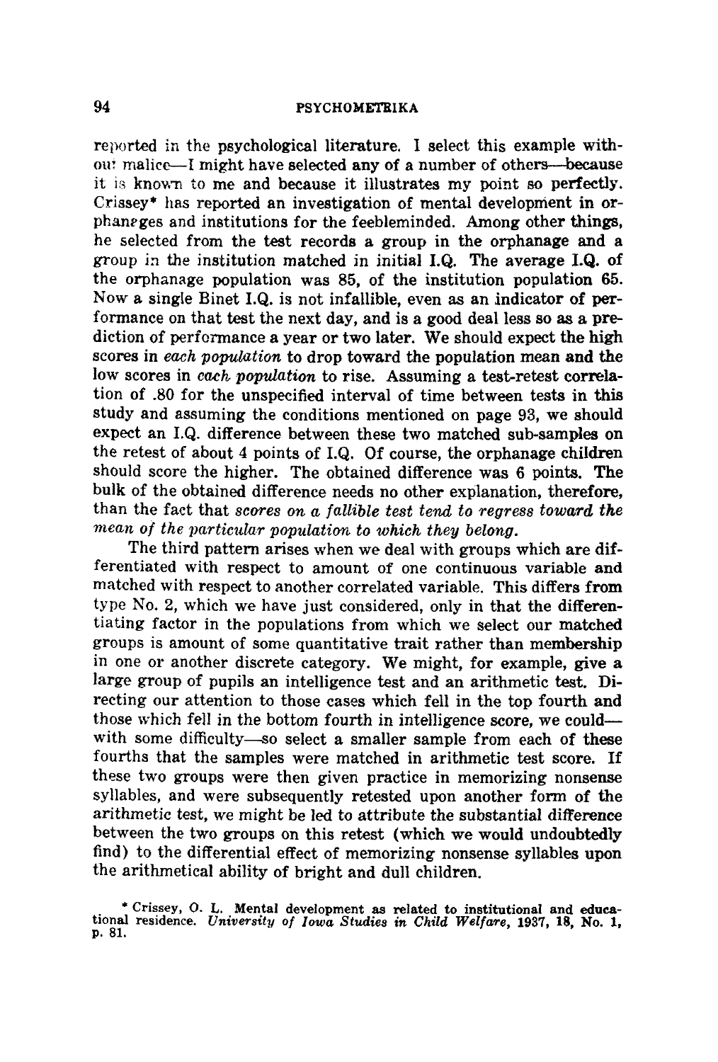reported in the psychological literature. I select this example without malice—I might have selected any of a number of others—because it is known to me and because it illustrates my point so perfectly. Crissey* has reported an investigation of mental development in orphanages and institutions for the feebleminded. Among other things, he selected from the test records a group in the orphanage and a group in the institution matched in initial I.Q. The average I.Q. of the orphanage population was 85, of the institution population 65. Now a single Binet I.Q. is not infallible, even as an indicator of performance on that test the next day, and is a good deal less so as a prediction of performance a year or two later. We should expect the high scores in *each population* to drop toward the population mean and the low scores in *each population* to rise. Assuming a test-retest correlation of .80 for the unspecified interval of time between tests in this study and assuming the conditions mentioned on page 93, we should expect an I.Q. difference between these two matched sub-samples on the retest of about 4 points of I.Q. Of course, the orphanage children should score the higher. The obtained difference was 6 points. The bulk of the obtained difference needs no other explanation, therefore, than the fact that *scores on a fallible test tend to regress toward the mean of the particular population to which they belong.*

The third pattern arises when we deal with groups which are differentiated with respect to amount of one continuous variable and matched with respect to another correlated variable. This differs from type No. 2, which we have just considered, only in that the differentiating factor in the populations from which we select our matched groups is amount of some quantitative trait rather than membership in one or another discrete category. We might, for example, give a large group of pupils an intelligence test and an arithmetic test. Directing our attention to those cases which fell in the top fourth and those which fell in the bottom fourth in intelligence score, we could—with some difficulty—so select a smaller sample from each of these fourths that the samples were matched in arithmetic test score. If these two groups were then given practice in memorizing nonsense syllables, and were subsequently retested upon another form of the arithmetic test, we might be led to attribute the substantial difference between the two groups on this retest (which we would undoubtedly find) to the differential effect of memorizing nonsense syllables upon the arithmetical ability of bright and dull children.

* Crissey, O. L. Mental development as related to institutional and educational residence. *University of Iowa Studies in Child Welfare*, 1937, **18**, No. 1, p. 81.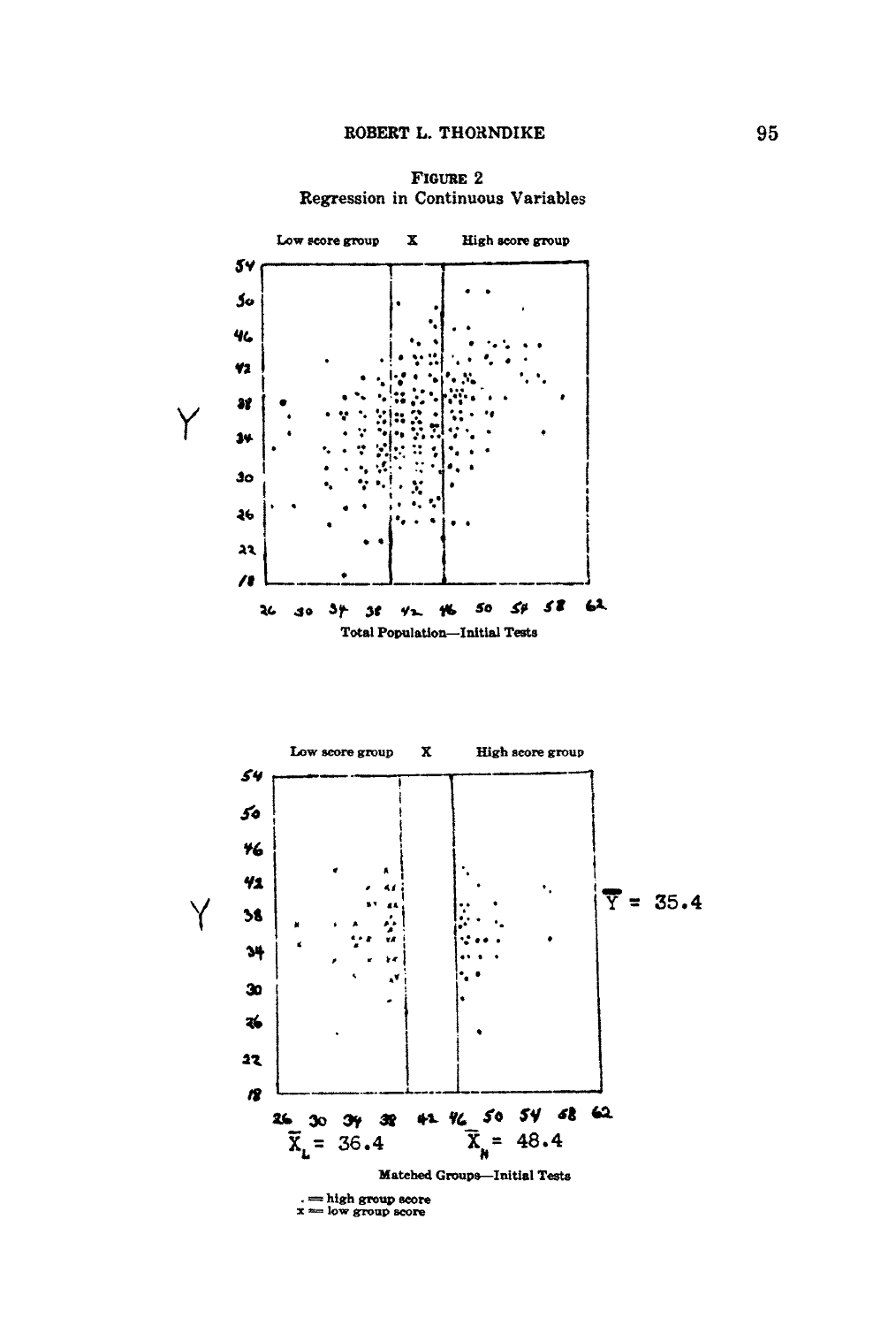FIGURE 2
Regression in Continuous Variables

Low score group X High score group

Y

Total Population—Initial Tests

Low score group X High score group

Y

$\bar{\bar{Y}}$ = 35.4

$\bar{X}_L$ = 36.4 $\bar{X}_H$ = 48.4

Matched Groups—Initial Tests

. = high group score
x = low group score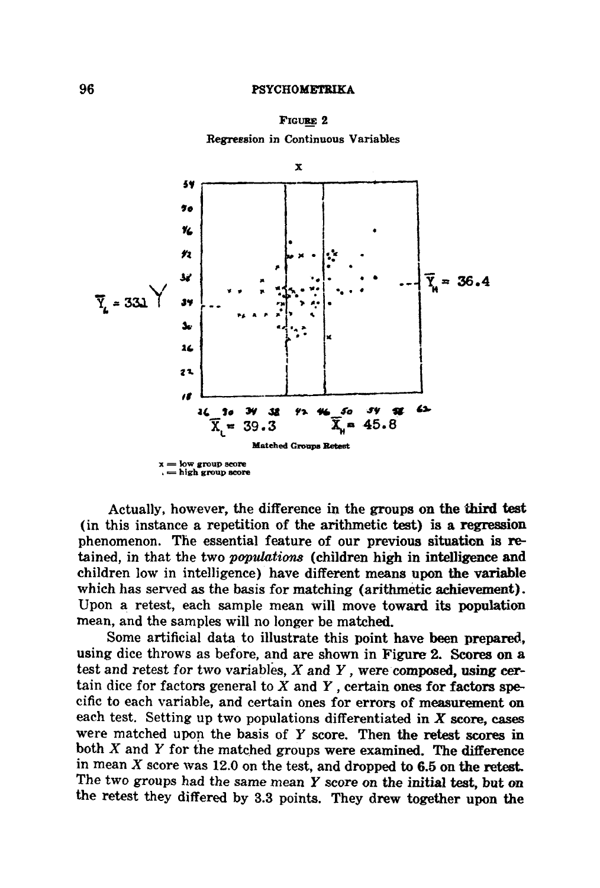FIGURE 2

Regression in Continuous Variables

Matched Groups Retest

x = low group score
. = high group score

Actually, however, the difference in the groups on the third test (in this instance a repetition of the arithmetic test) is a regression phenomenon. The essential feature of our previous situation is retained, in that the two *populations* (children high in intelligence and children low in intelligence) have different means upon the variable which has served as the basis for matching (arithmetic achievement). Upon a retest, each sample mean will move toward its population mean, and the samples will no longer be matched.

Some artificial data to illustrate this point have been prepared, using dice throws as before, and are shown in Figure 2. Scores on a test and retest for two variables, $X$ and $Y$, were composed, using certain dice for factors general to $X$ and $Y$, certain ones for factors specific to each variable, and certain ones for errors of measurement on each test. Setting up two populations differentiated in $X$ score, cases were matched upon the basis of $Y$ score. Then the retest scores in both $X$ and $Y$ for the matched groups were examined. The difference in mean $X$ score was 12.0 on the test, and dropped to 6.5 on the retest. The two groups had the same mean $Y$ score on the initial test, but on the retest they differed by 3.3 points. They drew together upon the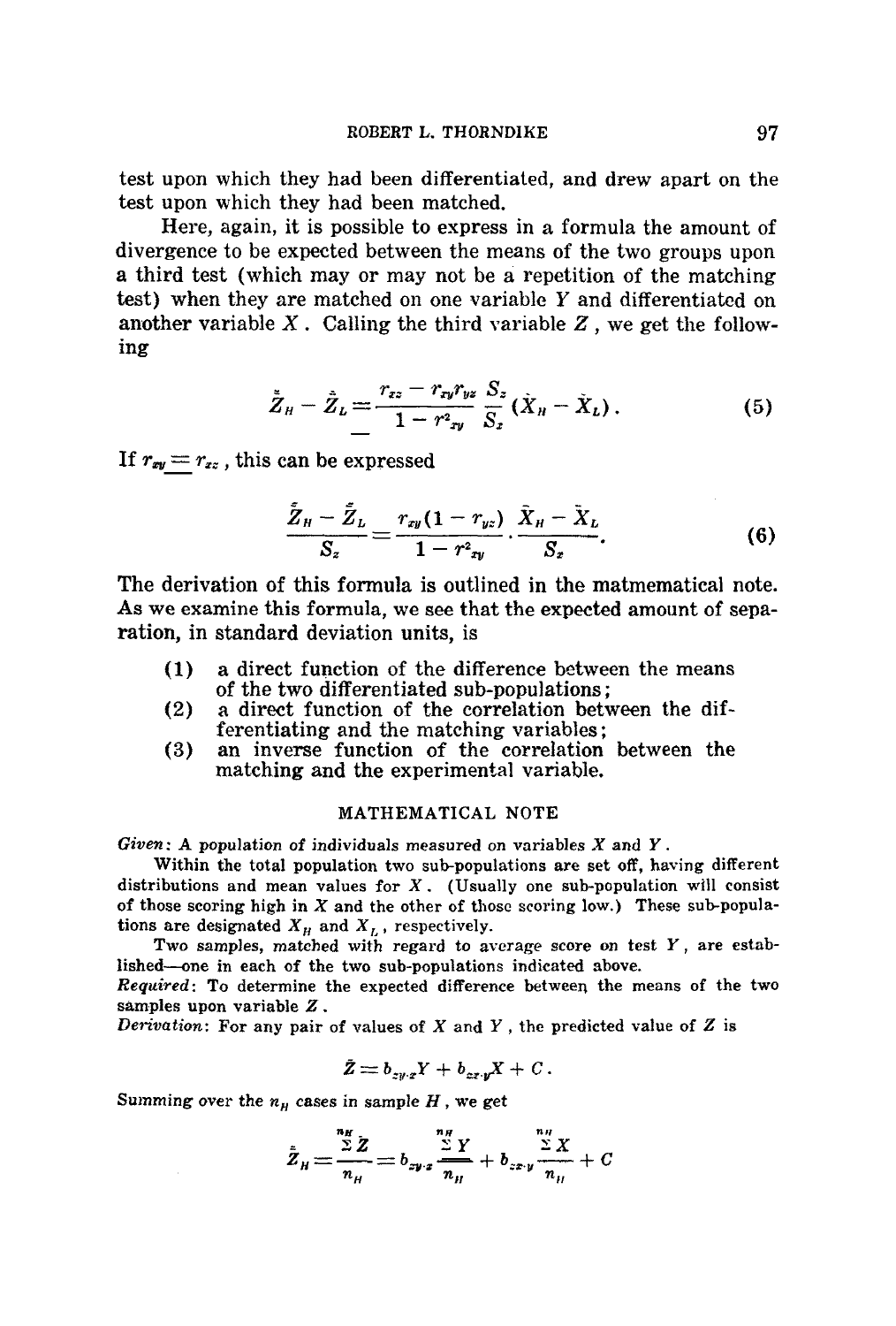test upon which they had been differentiated, and drew apart on the test upon which they had been matched.

Here, again, it is possible to express in a formula the amount of divergence to be expected between the means of the two groups upon a third test (which may or may not be a repetition of the matching test) when they are matched on one variable $Y$ and differentiated on another variable $X$. Calling the third variable $Z$, we get the following

$$\bar{\bar{Z}}_H - \bar{\bar{Z}}_L = \frac{r_{xz} - r_{xy} r_{yz}}{1 - r^2_{xy}} \frac{S_z}{S_x} (\bar{X}_H - \bar{X}_L) . \tag{5}$$

If $r_{xy} = r_{xz}$, this can be expressed

$$\frac{\bar{\bar{Z}}_H - \bar{\bar{Z}}_L}{S_z} = \frac{r_{xy}(1 - r_{yz})}{1 - r^2_{xy}} \cdot \frac{\bar{X}_H - \bar{X}_L}{S_x} . \tag{6}$$

The derivation of this formula is outlined in the matmematical note. As we examine this formula, we see that the expected amount of separation, in standard deviation units, is

(1) a direct function of the difference between the means of the two differentiated sub-populations;
(2) a direct function of the correlation between the differentiating and the matching variables;
(3) an inverse function of the correlation between the matching and the experimental variable.

## MATHEMATICAL NOTE

*Given*: A population of individuals measured on variables $X$ and $Y$.

Within the total population two sub-populations are set off, having different distributions and mean values for $X$. (Usually one sub-population will consist of those scoring high in $X$ and the other of those scoring low.) These sub-populations are designated $X_H$ and $X_L$, respectively.

Two samples, matched with regard to average score on test $Y$, are established—one in each of the two sub-populations indicated above.

*Required*: To determine the expected difference between the means of the two samples upon variable $Z$.

*Derivation*: For any pair of values of $X$ and $Y$, the predicted value of $Z$ is

$$\bar{Z} = b_{zy \cdot x} Y + b_{zx \cdot y} X + C .$$

Summing over the $n_H$ cases in sample $H$, we get

$$\bar{\bar{Z}}_H = \frac{\sum^{n_H} \bar{Z}}{n_H} = b_{zy \cdot x} \frac{\sum^{n_H} Y}{n_H} + b_{zx \cdot y} \frac{\sum^{n_H} X}{n_H} + C$$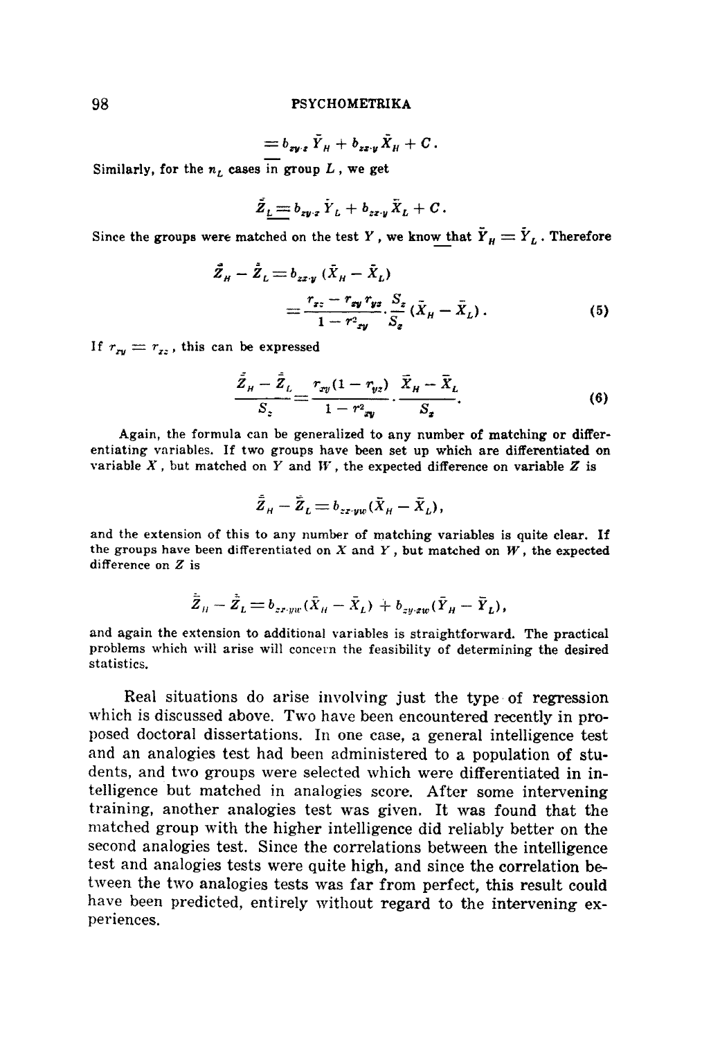$$= b_{zy \cdot x} \bar{Y}_H + b_{zx \cdot y} \bar{X}_H + C .$$

Similarly, for the $n_L$ cases in group $L$, we get

$$\bar{\bar{Z}}_L = b_{zy \cdot x} \bar{Y}_L + b_{zx \cdot y} \bar{X}_L + C .$$

Since the groups were matched on the test $Y$, we know that $\bar{Y}_H = \bar{Y}_L$. Therefore

$$\bar{\bar{Z}}_H - \bar{\bar{Z}}_L = b_{zx \cdot y} (\bar{X}_H - \bar{X}_L)$$

$$= \frac{r_{xz} - r_{xy} r_{yz}}{1 - r^2_{xy}} \cdot \frac{S_z}{S_x} (\bar{X}_H - \bar{X}_L) . \tag{5}$$

If $r_{xy} = r_{xz}$, this can be expressed

$$\frac{\bar{\bar{Z}}_H - \bar{\bar{Z}}_L}{S_z} = \frac{r_{xy}(1 - r_{yz})}{1 - r^2_{xy}} \cdot \frac{\bar{X}_H - \bar{X}_L}{S_x} . \tag{6}$$

Again, the formula can be generalized to any number of matching or differentiating variables. If two groups have been set up which are differentiated on variable $X$, but matched on $Y$ and $W$, the expected difference on variable $Z$ is

$$\bar{\bar{Z}}_H - \bar{\bar{Z}}_L = b_{zx \cdot yw} (\bar{X}_H - \bar{X}_L) ,$$

and the extension of this to any number of matching variables is quite clear. If the groups have been differentiated on $X$ and $Y$, but matched on $W$, the expected difference on $Z$ is

$$\bar{\bar{Z}}_H - \bar{\bar{Z}}_L = b_{zx \cdot yw} (\bar{X}_H - \bar{X}_L) + b_{zy \cdot xw} (\bar{Y}_H - \bar{Y}_L) ,$$

and again the extension to additional variables is straightforward. The practical problems which will arise will concern the feasibility of determining the desired statistics.

Real situations do arise involving just the type of regression which is discussed above. Two have been encountered recently in proposed doctoral dissertations. In one case, a general intelligence test and an analogies test had been administered to a population of students, and two groups were selected which were differentiated in intelligence but matched in analogies score. After some intervening training, another analogies test was given. It was found that the matched group with the higher intelligence did reliably better on the second analogies test. Since the correlations between the intelligence test and analogies tests were quite high, and since the correlation between the two analogies tests was far from perfect, this result could have been predicted, entirely without regard to the intervening experiences.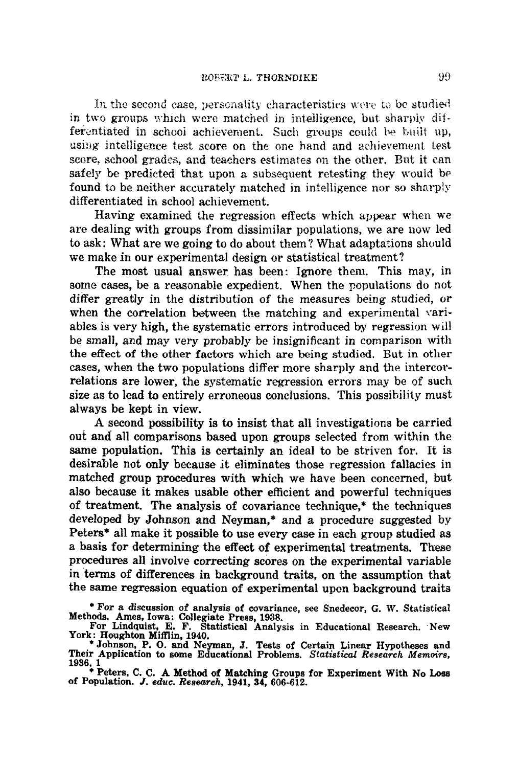In the second case, personality characteristics were to be studied in two groups which were matched in intelligence, but sharply differentiated in school achievement. Such groups could be built up, using intelligence test score on the one hand and achievement test score, school grades, and teachers estimates on the other. But it can safely be predicted that upon a subsequent retesting they would be found to be neither accurately matched in intelligence nor so sharply differentiated in school achievement.

Having examined the regression effects which appear when we are dealing with groups from dissimilar populations, we are now led to ask: What are we going to do about them? What adaptations should we make in our experimental design or statistical treatment?

The most usual answer has been: Ignore them. This may, in some cases, be a reasonable expedient. When the populations do not differ greatly in the distribution of the measures being studied, or when the correlation between the matching and experimental variables is very high, the systematic errors introduced by regression will be small, and may very probably be insignificant in comparison with the effect of the other factors which are being studied. But in other cases, when the two populations differ more sharply and the intercorrelations are lower, the systematic regression errors may be of such size as to lead to entirely erroneous conclusions. This possibility must always be kept in view.

A second possibility is to insist that all investigations be carried out and all comparisons based upon groups selected from within the same population. This is certainly an ideal to be striven for. It is desirable not only because it eliminates those regression fallacies in matched group procedures with which we have been concerned, but also because it makes usable other efficient and powerful techniques of treatment. The analysis of covariance technique,* the techniques developed by Johnson and Neyman,* and a procedure suggested by Peters* all make it possible to use every case in each group studied as a basis for determining the effect of experimental treatments. These procedures all involve correcting scores on the experimental variable in terms of differences in background traits, on the assumption that the same regression equation of experimental upon background traits

* For a discussion of analysis of covariance, see Snedecor, G. W. Statistical Methods. Ames, Iowa: Collegiate Press, 1938.
For Lindquist, E. F. Statistical Analysis in Educational Research. New York: Houghton Mifflin, 1940.

* Johnson, P. O. and Neyman, J. Tests of Certain Linear Hypotheses and Their Application to some Educational Problems. *Statistical Research Memoirs*, 1936, 1

* Peters, C. C. A Method of Matching Groups for Experiment With No Loss of Population. *J. educ. Research*, 1941, *34*, 606-612.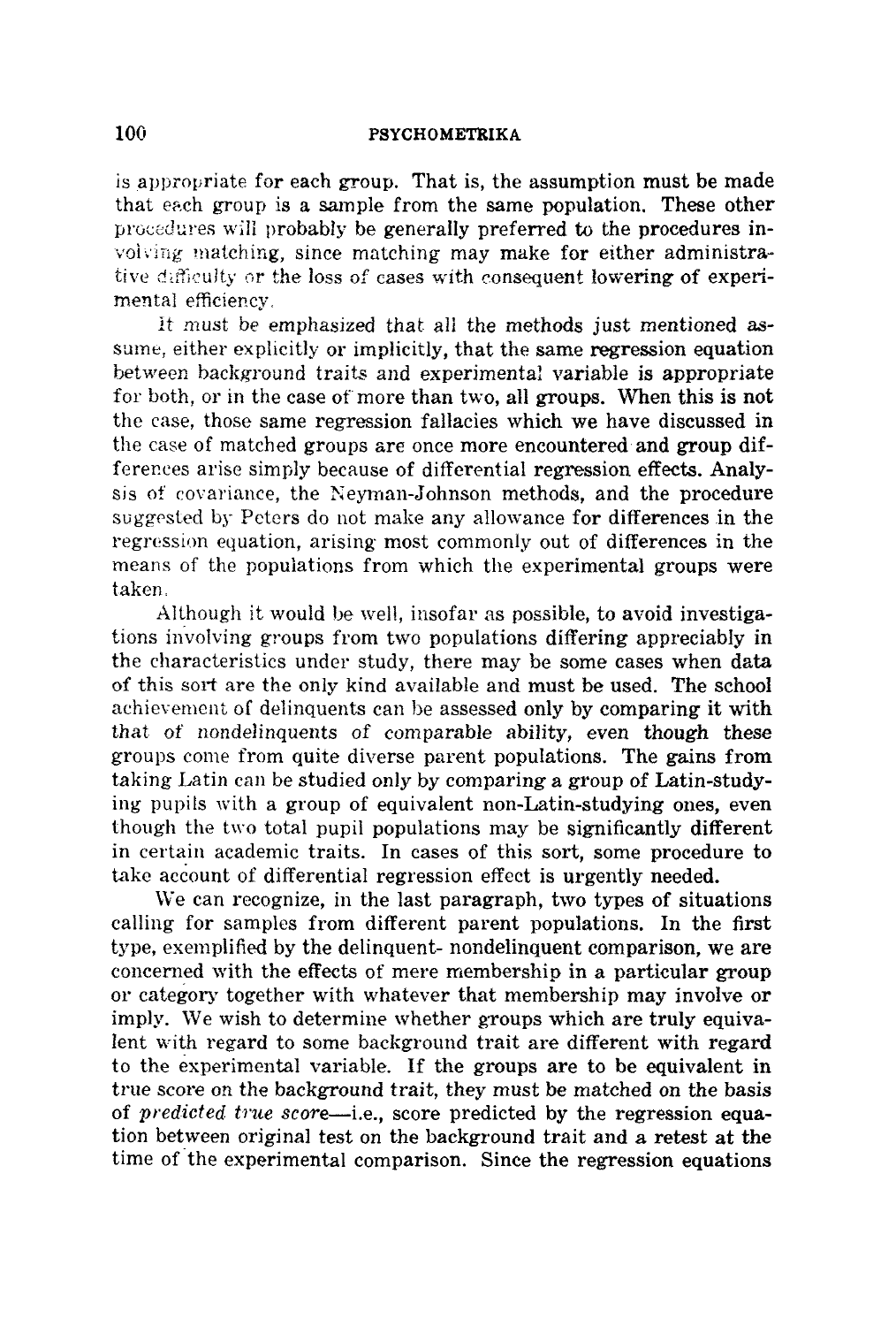is appropriate for each group. That is, the assumption must be made that each group is a sample from the same population. These other procedures will probably be generally preferred to the procedures involving matching, since matching may make for either administrative difficulty or the loss of cases with consequent lowering of experimental efficiency.

It must be emphasized that all the methods just mentioned assume, either explicitly or implicitly, that the same regression equation between background traits and experimental variable is appropriate for both, or in the case of more than two, all groups. When this is not the case, those same regression fallacies which we have discussed in the case of matched groups are once more encountered and group differences arise simply because of differential regression effects. Analysis of covariance, the Neyman-Johnson methods, and the procedure suggested by Peters do not make any allowance for differences in the regression equation, arising most commonly out of differences in the means of the populations from which the experimental groups were taken.

Although it would be well, insofar as possible, to avoid investigations involving groups from two populations differing appreciably in the characteristics under study, there may be some cases when data of this sort are the only kind available and must be used. The school achievement of delinquents can be assessed only by comparing it with that of nondelinquents of comparable ability, even though these groups come from quite diverse parent populations. The gains from taking Latin can be studied only by comparing a group of Latin-studying pupils with a group of equivalent non-Latin-studying ones, even though the two total pupil populations may be significantly different in certain academic traits. In cases of this sort, some procedure to take account of differential regression effect is urgently needed.

We can recognize, in the last paragraph, two types of situations calling for samples from different parent populations. In the first type, exemplified by the delinquent- nondelinquent comparison, we are concerned with the effects of mere membership in a particular group or category together with whatever that membership may involve or imply. We wish to determine whether groups which are truly equivalent with regard to some background trait are different with regard to the experimental variable. If the groups are to be equivalent in true score on the background trait, they must be matched on the basis of *predicted true score*—i.e., score predicted by the regression equation between original test on the background trait and a retest at the time of the experimental comparison. Since the regression equations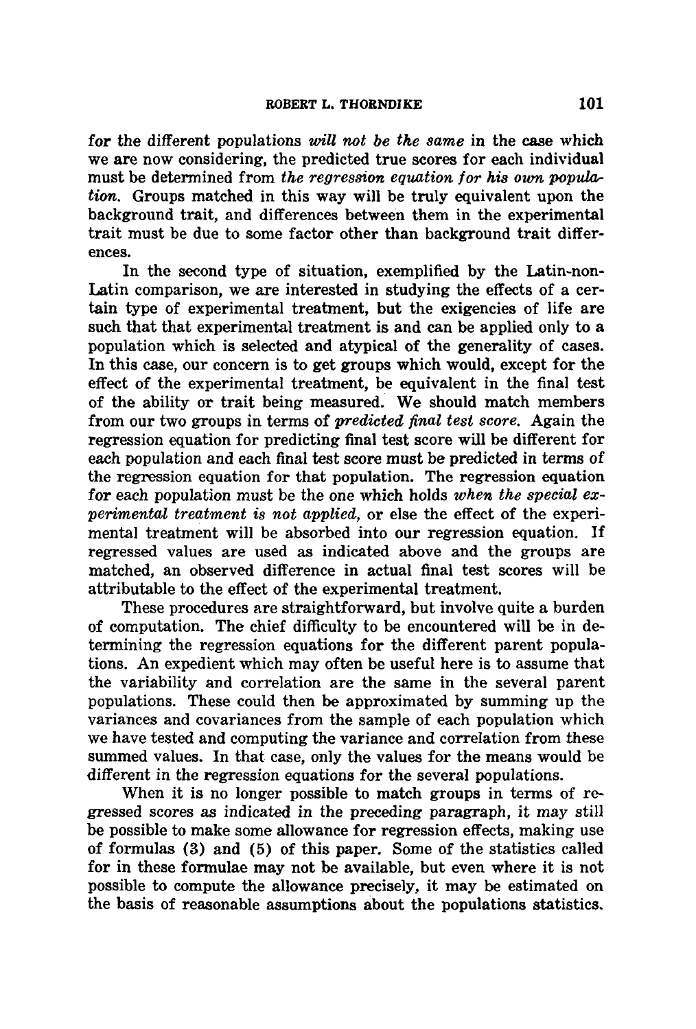for the different populations *will not be the same* in the case which we are now considering, the predicted true scores for each individual must be determined from *the regression equation for his own population*. Groups matched in this way will be truly equivalent upon the background trait, and differences between them in the experimental trait must be due to some factor other than background trait differences.

In the second type of situation, exemplified by the Latin-non-Latin comparison, we are interested in studying the effects of a certain type of experimental treatment, but the exigencies of life are such that that experimental treatment is and can be applied only to a population which is selected and atypical of the generality of cases. In this case, our concern is to get groups which would, except for the effect of the experimental treatment, be equivalent in the final test of the ability or trait being measured. We should match members from our two groups in terms of *predicted final test score*. Again the regression equation for predicting final test score will be different for each population and each final test score must be predicted in terms of the regression equation for that population. The regression equation for each population must be the one which holds *when the special experimental treatment is not applied*, or else the effect of the experimental treatment will be absorbed into our regression equation. If regressed values are used as indicated above and the groups are matched, an observed difference in actual final test scores will be attributable to the effect of the experimental treatment.

These procedures are straightforward, but involve quite a burden of computation. The chief difficulty to be encountered will be in determining the regression equations for the different parent populations. An expedient which may often be useful here is to assume that the variability and correlation are the same in the several parent populations. These could then be approximated by summing up the variances and covariances from the sample of each population which we have tested and computing the variance and correlation from these summed values. In that case, only the values for the means would be different in the regression equations for the several populations.

When it is no longer possible to match groups in terms of regressed scores as indicated in the preceding paragraph, it may still be possible to make some allowance for regression effects, making use of formulas (3) and (5) of this paper. Some of the statistics called for in these formulae may not be available, but even where it is not possible to compute the allowance precisely, it may be estimated on the basis of reasonable assumptions about the populations statistics.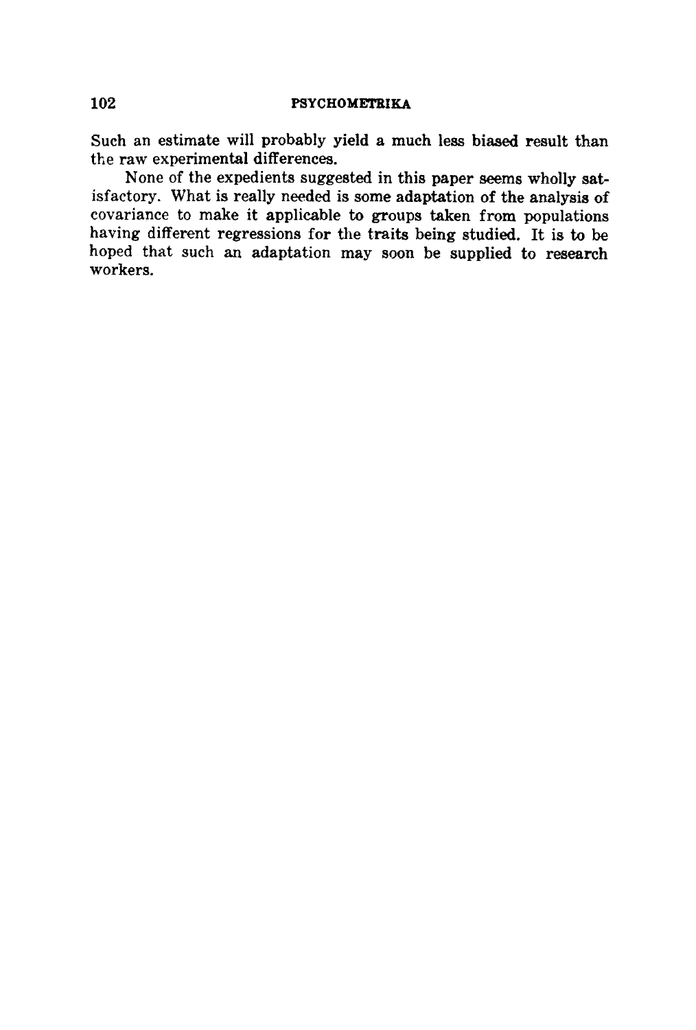Such an estimate will probably yield a much less biased result than the raw experimental differences.

None of the expedients suggested in this paper seems wholly satisfactory. What is really needed is some adaptation of the analysis of covariance to make it applicable to groups taken from populations having different regressions for the traits being studied. It is to be hoped that such an adaptation may soon be supplied to research workers.